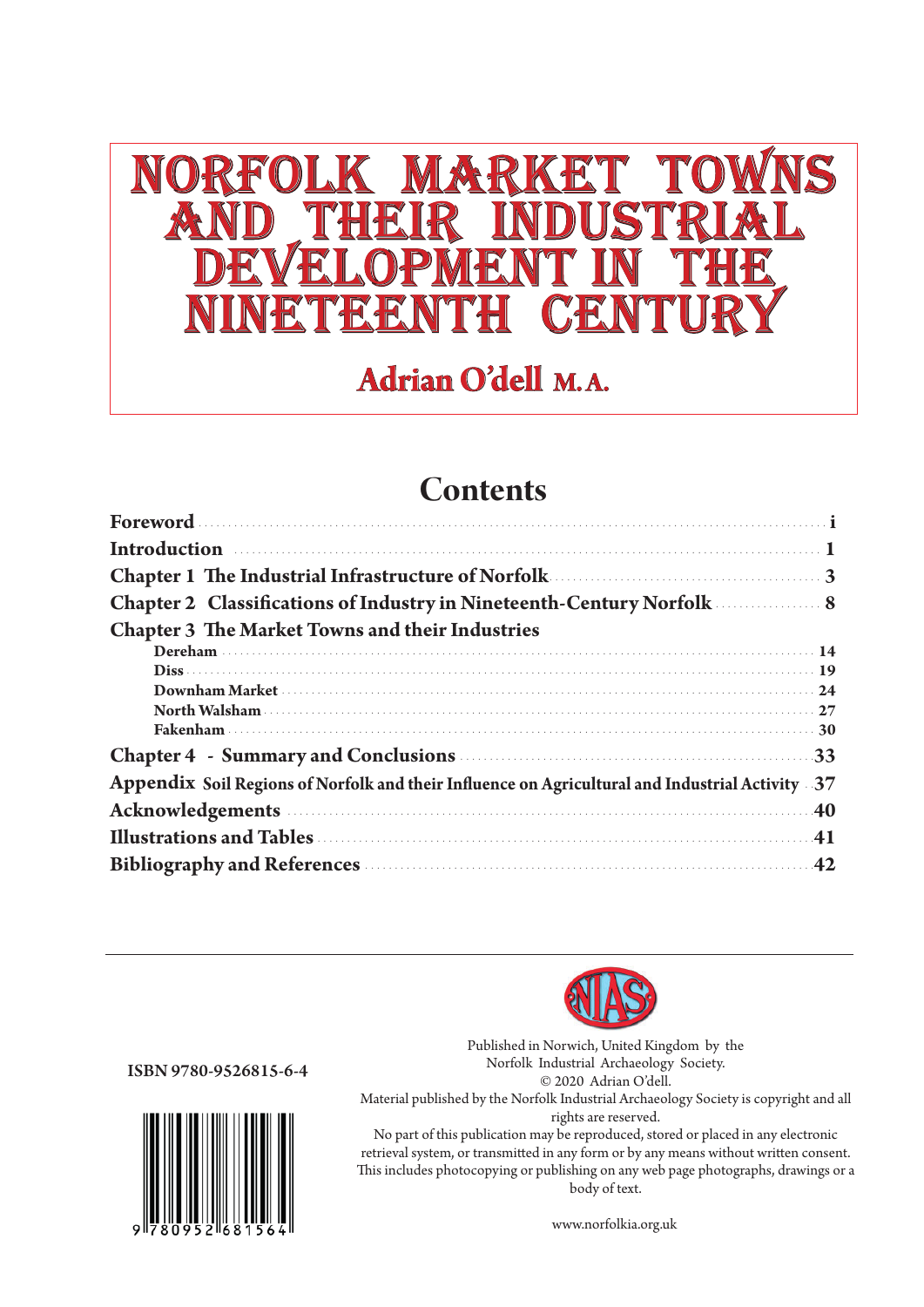# NORFOLK MARKET TOWNS AND THEIR INDUSTRIAL DEVELOPMENT IN THE NINETEENTH CENTURY

## Adrian O'dell M.A.

## Contents

| | |
|---|---|
| **Foreword** | **i** |
| **Introduction** | **1** |
| **Chapter 1 The Industrial Infrastructure of Norfolk** | **3** |
| **Chapter 2 Classifications of Industry in Nineteenth-Century Norfolk** | **8** |
| **Chapter 3 The Market Towns and their Industries** | |
| **Dereham** | **14** |
| **Diss** | **19** |
| **Downham Market** | **24** |
| **North Walsham** | **27** |
| **Fakenham** | **30** |
| **Chapter 4 - Summary and Conclusions** | **33** |
| **Appendix Soil Regions of Norfolk and their Influence on Agricultural and Industrial Activity** | **37** |
| **Acknowledgements** | **40** |
| **Illustrations and Tables** | **41** |
| **Bibliography and References** | **42** |

---

**ISBN 9780-9526815-6-4**

9 780952 681564

Published in Norwich, United Kingdom by the Norfolk Industrial Archaeology Society.
© 2020 Adrian O'dell.
Material published by the Norfolk Industrial Archaeology Society is copyright and all rights are reserved.
No part of this publication may be reproduced, stored or placed in any electronic retrieval system, or transmitted in any form or by any means without written consent. This includes photocopying or publishing on any web page photographs, drawings or a body of text.

www.norfolkia.org.uk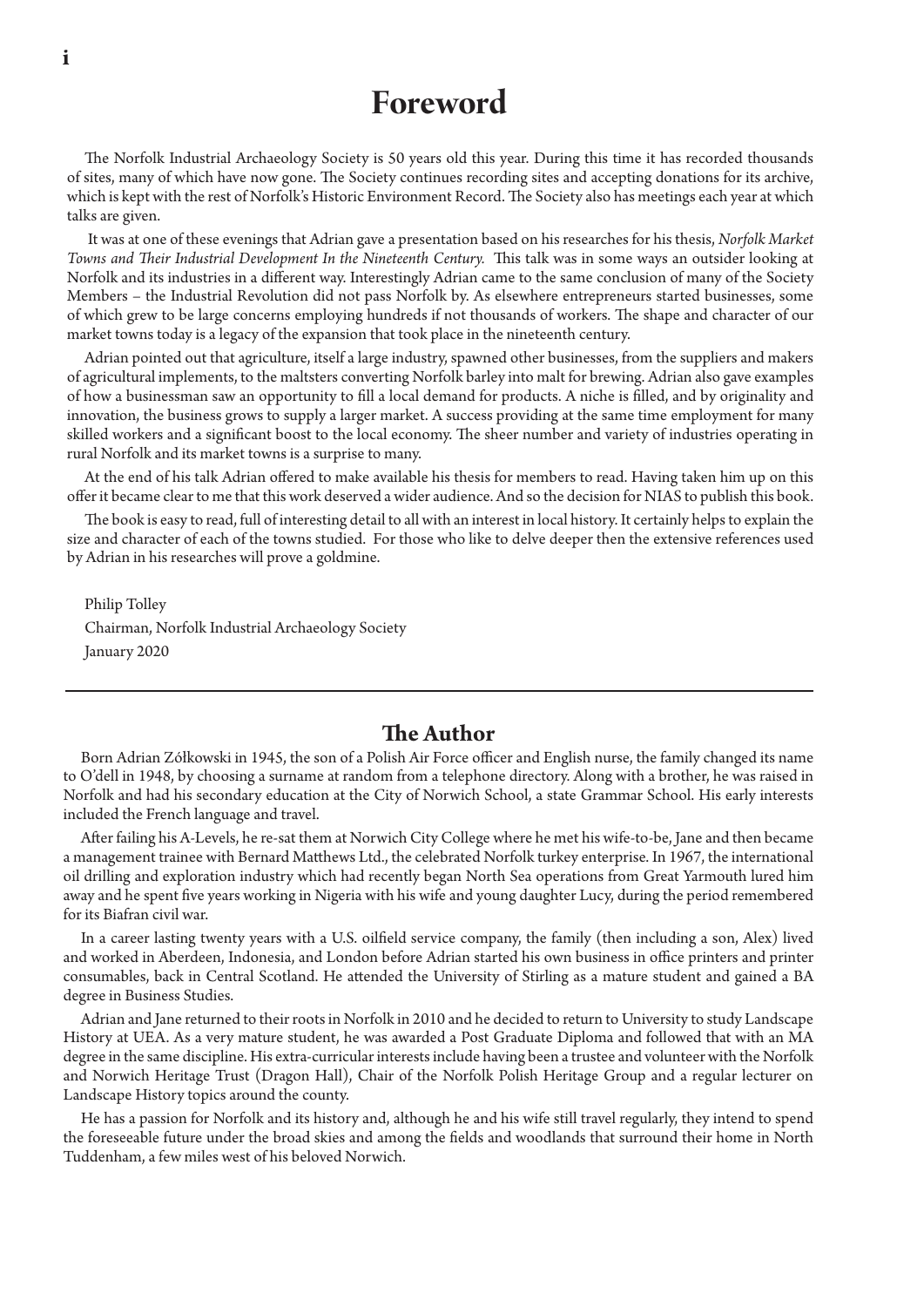# Foreword

The Norfolk Industrial Archaeology Society is 50 years old this year. During this time it has recorded thousands of sites, many of which have now gone. The Society continues recording sites and accepting donations for its archive, which is kept with the rest of Norfolk's Historic Environment Record. The Society also has meetings each year at which talks are given.

It was at one of these evenings that Adrian gave a presentation based on his researches for his thesis, *Norfolk Market Towns and Their Industrial Development In the Nineteenth Century.* This talk was in some ways an outsider looking at Norfolk and its industries in a different way. Interestingly Adrian came to the same conclusion of many of the Society Members – the Industrial Revolution did not pass Norfolk by. As elsewhere entrepreneurs started businesses, some of which grew to be large concerns employing hundreds if not thousands of workers. The shape and character of our market towns today is a legacy of the expansion that took place in the nineteenth century.

Adrian pointed out that agriculture, itself a large industry, spawned other businesses, from the suppliers and makers of agricultural implements, to the maltsters converting Norfolk barley into malt for brewing. Adrian also gave examples of how a businessman saw an opportunity to fill a local demand for products. A niche is filled, and by originality and innovation, the business grows to supply a larger market. A success providing at the same time employment for many skilled workers and a significant boost to the local economy. The sheer number and variety of industries operating in rural Norfolk and its market towns is a surprise to many.

At the end of his talk Adrian offered to make available his thesis for members to read. Having taken him up on this offer it became clear to me that this work deserved a wider audience. And so the decision for NIAS to publish this book.

The book is easy to read, full of interesting detail to all with an interest in local history. It certainly helps to explain the size and character of each of the towns studied. For those who like to delve deeper then the extensive references used by Adrian in his researches will prove a goldmine.

Philip Tolley
Chairman, Norfolk Industrial Archaeology Society
January 2020

---

## The Author

Born Adrian Zółkowski in 1945, the son of a Polish Air Force officer and English nurse, the family changed its name to O'dell in 1948, by choosing a surname at random from a telephone directory. Along with a brother, he was raised in Norfolk and had his secondary education at the City of Norwich School, a state Grammar School. His early interests included the French language and travel.

After failing his A-Levels, he re-sat them at Norwich City College where he met his wife-to-be, Jane and then became a management trainee with Bernard Matthews Ltd., the celebrated Norfolk turkey enterprise. In 1967, the international oil drilling and exploration industry which had recently began North Sea operations from Great Yarmouth lured him away and he spent five years working in Nigeria with his wife and young daughter Lucy, during the period remembered for its Biafran civil war.

In a career lasting twenty years with a U.S. oilfield service company, the family (then including a son, Alex) lived and worked in Aberdeen, Indonesia, and London before Adrian started his own business in office printers and printer consumables, back in Central Scotland. He attended the University of Stirling as a mature student and gained a BA degree in Business Studies.

Adrian and Jane returned to their roots in Norfolk in 2010 and he decided to return to University to study Landscape History at UEA. As a very mature student, he was awarded a Post Graduate Diploma and followed that with an MA degree in the same discipline. His extra-curricular interests include having been a trustee and volunteer with the Norfolk and Norwich Heritage Trust (Dragon Hall), Chair of the Norfolk Polish Heritage Group and a regular lecturer on Landscape History topics around the county.

He has a passion for Norfolk and its history and, although he and his wife still travel regularly, they intend to spend the foreseeable future under the broad skies and among the fields and woodlands that surround their home in North Tuddenham, a few miles west of his beloved Norwich.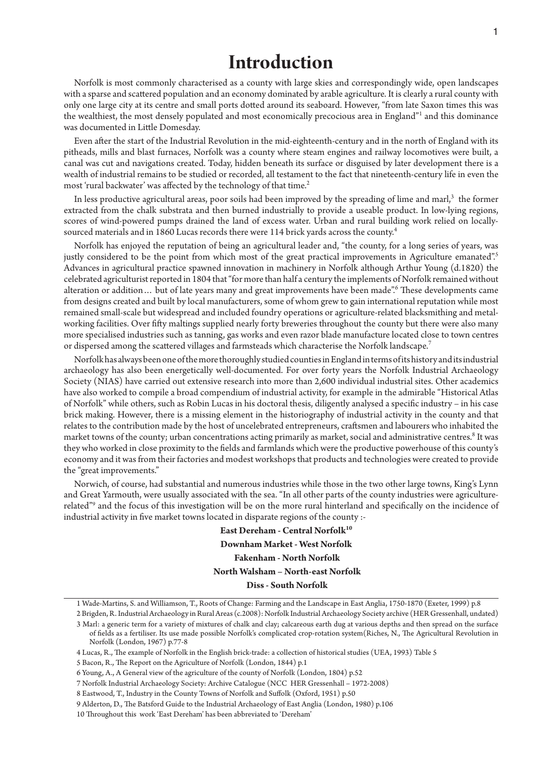# Introduction

Norfolk is most commonly characterised as a county with large skies and correspondingly wide, open landscapes with a sparse and scattered population and an economy dominated by arable agriculture. It is clearly a rural county with only one large city at its centre and small ports dotted around its seaboard. However, "from late Saxon times this was the wealthiest, the most densely populated and most economically precocious area in England"[1] and this dominance was documented in Little Domesday.

Even after the start of the Industrial Revolution in the mid-eighteenth-century and in the north of England with its pitheads, mills and blast furnaces, Norfolk was a county where steam engines and railway locomotives were built, a canal was cut and navigations created. Today, hidden beneath its surface or disguised by later development there is a wealth of industrial remains to be studied or recorded, all testament to the fact that nineteenth-century life in even the most 'rural backwater' was affected by the technology of that time.[2]

In less productive agricultural areas, poor soils had been improved by the spreading of lime and marl,[3] the former extracted from the chalk substrata and then burned industrially to provide a useable product. In low-lying regions, scores of wind-powered pumps drained the land of excess water. Urban and rural building work relied on locally-sourced materials and in 1860 Lucas records there were 114 brick yards across the county.[4]

Norfolk has enjoyed the reputation of being an agricultural leader and, "the county, for a long series of years, was justly considered to be the point from which most of the great practical improvements in Agriculture emanated".[5] Advances in agricultural practice spawned innovation in machinery in Norfolk although Arthur Young (d.1820) the celebrated agriculturist reported in 1804 that "for more than half a century the implements of Norfolk remained without alteration or addition… but of late years many and great improvements have been made".[6] These developments came from designs created and built by local manufacturers, some of whom grew to gain international reputation while most remained small-scale but widespread and included foundry operations or agriculture-related blacksmithing and metal-working facilities. Over fifty maltings supplied nearly forty breweries throughout the county but there were also many more specialised industries such as tanning, gas works and even razor blade manufacture located close to town centres or dispersed among the scattered villages and farmsteads which characterise the Norfolk landscape.[7]

Norfolk has always been one of the more thoroughly studied counties in England in terms of its history and its industrial archaeology has also been energetically well-documented. For over forty years the Norfolk Industrial Archaeology Society (NIAS) have carried out extensive research into more than 2,600 individual industrial sites. Other academics have also worked to compile a broad compendium of industrial activity, for example in the admirable "Historical Atlas of Norfolk" while others, such as Robin Lucas in his doctoral thesis, diligently analysed a specific industry – in his case brick making. However, there is a missing element in the historiography of industrial activity in the county and that relates to the contribution made by the host of uncelebrated entrepreneurs, craftsmen and labourers who inhabited the market towns of the county; urban concentrations acting primarily as market, social and administrative centres.[8] It was they who worked in close proximity to the fields and farmlands which were the productive powerhouse of this county's economy and it was from their factories and modest workshops that products and technologies were created to provide the "great improvements."

Norwich, of course, had substantial and numerous industries while those in the two other large towns, King's Lynn and Great Yarmouth, were usually associated with the sea. "In all other parts of the county industries were agriculture-related"[9] and the focus of this investigation will be on the more rural hinterland and specifically on the incidence of industrial activity in five market towns located in disparate regions of the county :-

**East Dereham - Central Norfolk**[10]

**Downham Market - West Norfolk**

**Fakenham - North Norfolk**

**North Walsham – North-east Norfolk**

**Diss - South Norfolk**

---

1 Wade-Martins, S. and Williamson, T., Roots of Change: Farming and the Landscape in East Anglia, 1750-1870 (Exeter, 1999) p.8

2 Brigden, R. Industrial Archaeology in Rural Areas (c.2008): Norfolk Industrial Archaeology Society archive (HER Gressenhall, undated)

3 Marl: a generic term for a variety of mixtures of chalk and clay; calcareous earth dug at various depths and then spread on the surface of fields as a fertiliser. Its use made possible Norfolk's complicated crop-rotation system(Riches, N., The Agricultural Revolution in Norfolk (London, 1967) p.77-8

4 Lucas, R., The example of Norfolk in the English brick-trade: a collection of historical studies (UEA, 1993) Table 5

5 Bacon, R., The Report on the Agriculture of Norfolk (London, 1844) p.1

6 Young, A., A General view of the agriculture of the county of Norfolk (London, 1804) p.52

7 Norfolk Industrial Archaeology Society: Archive Catalogue (NCC HER Gressenhall – 1972-2008)

8 Eastwood, T., Industry in the County Towns of Norfolk and Suffolk (Oxford, 1951) p.50

9 Alderton, D., The Batsford Guide to the Industrial Archaeology of East Anglia (London, 1980) p.106

10 Throughout this work 'East Dereham' has been abbreviated to 'Dereham'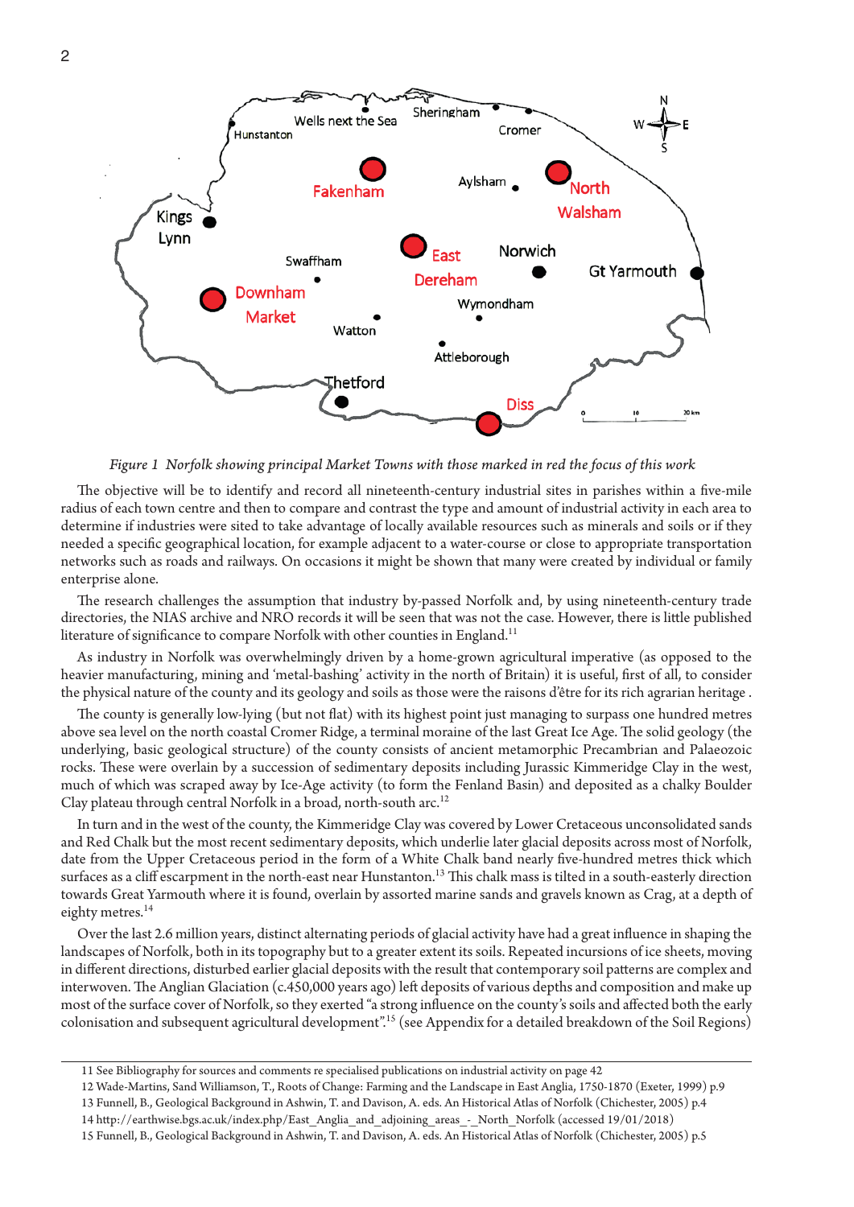*Figure 1 Norfolk showing principal Market Towns with those marked in red the focus of this work*

The objective will be to identify and record all nineteenth-century industrial sites in parishes within a five-mile radius of each town centre and then to compare and contrast the type and amount of industrial activity in each area to determine if industries were sited to take advantage of locally available resources such as minerals and soils or if they needed a specific geographical location, for example adjacent to a water-course or close to appropriate transportation networks such as roads and railways. On occasions it might be shown that many were created by individual or family enterprise alone.

The research challenges the assumption that industry by-passed Norfolk and, by using nineteenth-century trade directories, the NIAS archive and NRO records it will be seen that was not the case. However, there is little published literature of significance to compare Norfolk with other counties in England.[11]

As industry in Norfolk was overwhelmingly driven by a home-grown agricultural imperative (as opposed to the heavier manufacturing, mining and 'metal-bashing' activity in the north of Britain) it is useful, first of all, to consider the physical nature of the county and its geology and soils as those were the raisons d'être for its rich agrarian heritage .

The county is generally low-lying (but not flat) with its highest point just managing to surpass one hundred metres above sea level on the north coastal Cromer Ridge, a terminal moraine of the last Great Ice Age. The solid geology (the underlying, basic geological structure) of the county consists of ancient metamorphic Precambrian and Palaeozoic rocks. These were overlain by a succession of sedimentary deposits including Jurassic Kimmeridge Clay in the west, much of which was scraped away by Ice-Age activity (to form the Fenland Basin) and deposited as a chalky Boulder Clay plateau through central Norfolk in a broad, north-south arc.[12]

In turn and in the west of the county, the Kimmeridge Clay was covered by Lower Cretaceous unconsolidated sands and Red Chalk but the most recent sedimentary deposits, which underlie later glacial deposits across most of Norfolk, date from the Upper Cretaceous period in the form of a White Chalk band nearly five-hundred metres thick which surfaces as a cliff escarpment in the north-east near Hunstanton.[13] This chalk mass is tilted in a south-easterly direction towards Great Yarmouth where it is found, overlain by assorted marine sands and gravels known as Crag, at a depth of eighty metres.[14]

Over the last 2.6 million years, distinct alternating periods of glacial activity have had a great influence in shaping the landscapes of Norfolk, both in its topography but to a greater extent its soils. Repeated incursions of ice sheets, moving in different directions, disturbed earlier glacial deposits with the result that contemporary soil patterns are complex and interwoven. The Anglian Glaciation (c.450,000 years ago) left deposits of various depths and composition and make up most of the surface cover of Norfolk, so they exerted "a strong influence on the county's soils and affected both the early colonisation and subsequent agricultural development".[15] (see Appendix for a detailed breakdown of the Soil Regions)

---

11 See Bibliography for sources and comments re specialised publications on industrial activity on page 42

12 Wade-Martins, Sand Williamson, T., Roots of Change: Farming and the Landscape in East Anglia, 1750-1870 (Exeter, 1999) p.9

13 Funnell, B., Geological Background in Ashwin, T. and Davison, A. eds. An Historical Atlas of Norfolk (Chichester, 2005) p.4

14 http://earthwise.bgs.ac.uk/index.php/East_Anglia_and_adjoining_areas_-_North_Norfolk (accessed 19/01/2018)

15 Funnell, B., Geological Background in Ashwin, T. and Davison, A. eds. An Historical Atlas of Norfolk (Chichester, 2005) p.5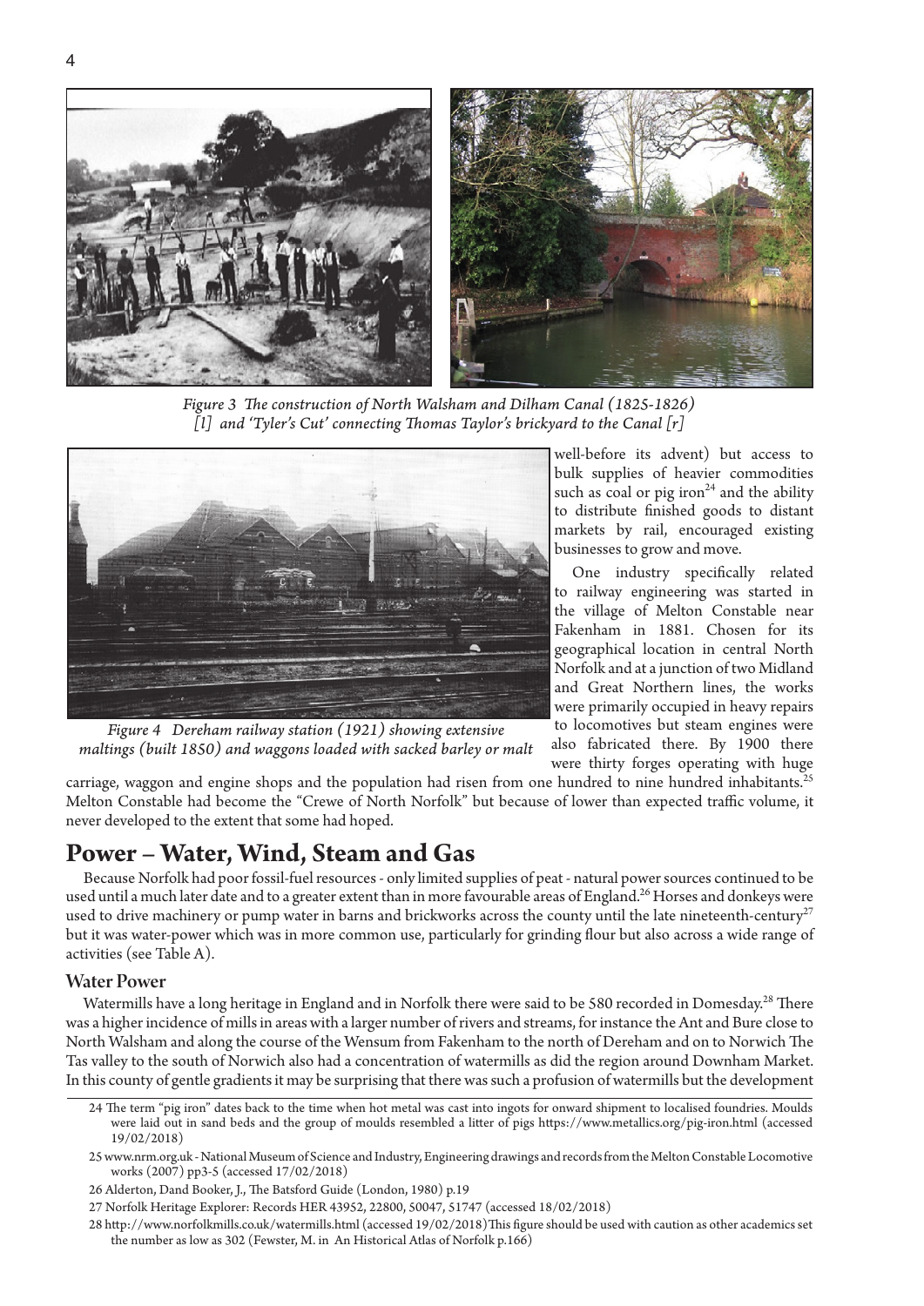*Figure 3 The construction of North Walsham and Dilham Canal (1825-1826) [l] and 'Tyler's Cut' connecting Thomas Taylor's brickyard to the Canal [r]*

*Figure 4 Dereham railway station (1921) showing extensive maltings (built 1850) and waggons loaded with sacked barley or malt*

well-before its advent) but access to bulk supplies of heavier commodities such as coal or pig iron[24] and the ability to distribute finished goods to distant markets by rail, encouraged existing businesses to grow and move.

One industry specifically related to railway engineering was started in the village of Melton Constable near Fakenham in 1881. Chosen for its geographical location in central North Norfolk and at a junction of two Midland and Great Northern lines, the works were primarily occupied in heavy repairs to locomotives but steam engines were also fabricated there. By 1900 there were thirty forges operating with huge carriage, waggon and engine shops and the population had risen from one hundred to nine hundred inhabitants.[25] Melton Constable had become the "Crewe of North Norfolk" but because of lower than expected traffic volume, it never developed to the extent that some had hoped.

## Power – Water, Wind, Steam and Gas

Because Norfolk had poor fossil-fuel resources - only limited supplies of peat - natural power sources continued to be used until a much later date and to a greater extent than in more favourable areas of England.[26] Horses and donkeys were used to drive machinery or pump water in barns and brickworks across the county until the late nineteenth-century[27] but it was water-power which was in more common use, particularly for grinding flour but also across a wide range of activities (see Table A).

### Water Power

Watermills have a long heritage in England and in Norfolk there were said to be 580 recorded in Domesday.[28] There was a higher incidence of mills in areas with a larger number of rivers and streams, for instance the Ant and Bure close to North Walsham and along the course of the Wensum from Fakenham to the north of Dereham and on to Norwich The Tas valley to the south of Norwich also had a concentration of watermills as did the region around Downham Market. In this county of gentle gradients it may be surprising that there was such a profusion of watermills but the development

24 The term "pig iron" dates back to the time when hot metal was cast into ingots for onward shipment to localised foundries. Moulds were laid out in sand beds and the group of moulds resembled a litter of pigs https://www.metallics.org/pig-iron.html (accessed 19/02/2018)

25 www.nrm.org.uk - National Museum of Science and Industry, Engineering drawings and records from the Melton Constable Locomotive works (2007) pp3-5 (accessed 17/02/2018)

26 Alderton, Dand Booker, J., The Batsford Guide (London, 1980) p.19

27 Norfolk Heritage Explorer: Records HER 43952, 22800, 50047, 51747 (accessed 18/02/2018)

28 http://www.norfolkmills.co.uk/watermills.html (accessed 19/02/2018)This figure should be used with caution as other academics set the number as low as 302 (Fewster, M. in An Historical Atlas of Norfolk p.166)